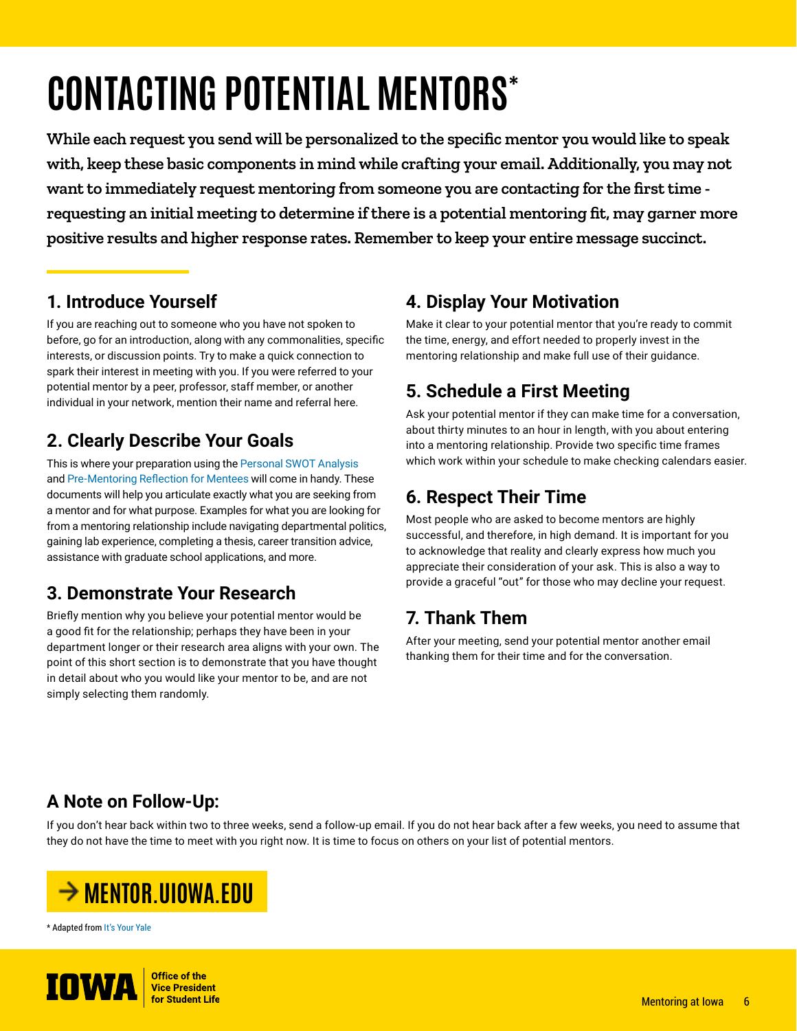# CONTACTING POTENTIAL MENTORS*

**While each request you send will be personalized to the specific mentor you would like to speak with, keep these basic components in mind while crafting your email. Additionally, you may not want to immediately request mentoring from someone you are contacting for the first time - requesting an initial meeting to determine if there is a potential mentoring fit, may garner more positive results and higher response rates. Remember to keep your entire message succinct.**

## 1. Introduce Yourself

If you are reaching out to someone who you have not spoken to before, go for an introduction, along with any commonalities, specific interests, or discussion points. Try to make a quick connection to spark their interest in meeting with you. If you were referred to your potential mentor by a peer, professor, staff member, or another individual in your network, mention their name and referral here.

## 2. Clearly Describe Your Goals

This is where your preparation using the Personal SWOT Analysis and Pre-Mentoring Reflection for Mentees will come in handy. These documents will help you articulate exactly what you are seeking from a mentor and for what purpose. Examples for what you are looking for from a mentoring relationship include navigating departmental politics, gaining lab experience, completing a thesis, career transition advice, assistance with graduate school applications, and more.

## 3. Demonstrate Your Research

Briefly mention why you believe your potential mentor would be a good fit for the relationship; perhaps they have been in your department longer or their research area aligns with your own. The point of this short section is to demonstrate that you have thought in detail about who you would like your mentor to be, and are not simply selecting them randomly.

## 4. Display Your Motivation

Make it clear to your potential mentor that you're ready to commit the time, energy, and effort needed to properly invest in the mentoring relationship and make full use of their guidance.

## 5. Schedule a First Meeting

Ask your potential mentor if they can make time for a conversation, about thirty minutes to an hour in length, with you about entering into a mentoring relationship. Provide two specific time frames which work within your schedule to make checking calendars easier.

## 6. Respect Their Time

Most people who are asked to become mentors are highly successful, and therefore, in high demand. It is important for you to acknowledge that reality and clearly express how much you appreciate their consideration of your ask. This is also a way to provide a graceful "out" for those who may decline your request.

## 7. Thank Them

After your meeting, send your potential mentor another email thanking them for their time and for the conversation.

## A Note on Follow-Up:

If you don't hear back within two to three weeks, send a follow-up email. If you do not hear back after a few weeks, you need to assume that they do not have the time to meet with you right now. It is time to focus on others on your list of potential mentors.

→ MENTOR.UIOWA.EDU

* Adapted from It's Your Yale

IOWA Office of the Vice President for Student Life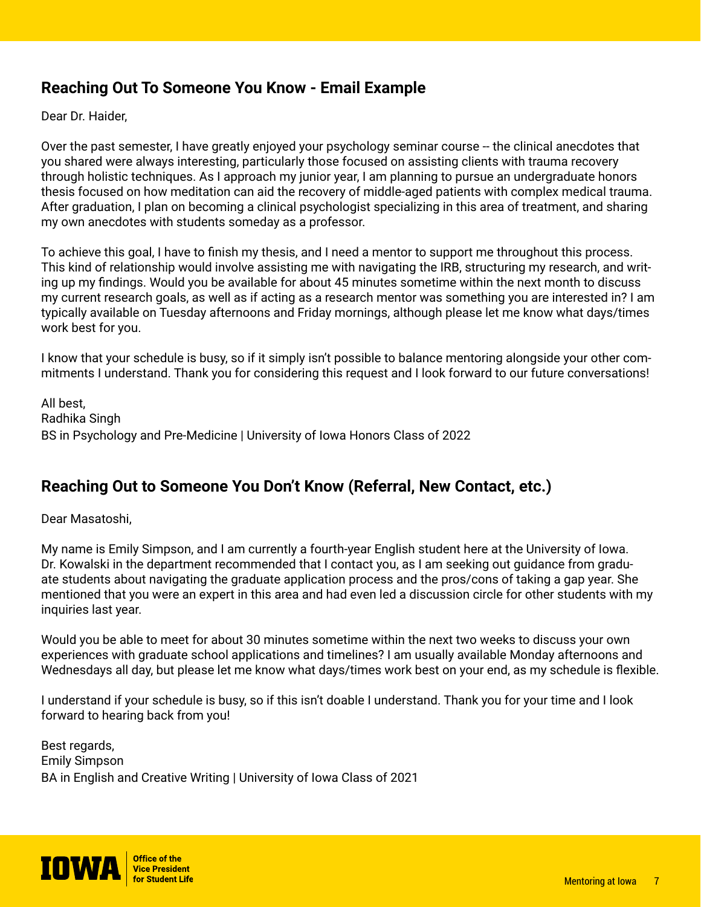## Reaching Out To Someone You Know - Email Example

Dear Dr. Haider,

Over the past semester, I have greatly enjoyed your psychology seminar course -- the clinical anecdotes that you shared were always interesting, particularly those focused on assisting clients with trauma recovery through holistic techniques. As I approach my junior year, I am planning to pursue an undergraduate honors thesis focused on how meditation can aid the recovery of middle-aged patients with complex medical trauma. After graduation, I plan on becoming a clinical psychologist specializing in this area of treatment, and sharing my own anecdotes with students someday as a professor.

To achieve this goal, I have to finish my thesis, and I need a mentor to support me throughout this process. This kind of relationship would involve assisting me with navigating the IRB, structuring my research, and writing up my findings. Would you be available for about 45 minutes sometime within the next month to discuss my current research goals, as well as if acting as a research mentor was something you are interested in? I am typically available on Tuesday afternoons and Friday mornings, although please let me know what days/times work best for you.

I know that your schedule is busy, so if it simply isn't possible to balance mentoring alongside your other commitments I understand. Thank you for considering this request and I look forward to our future conversations!

All best,
Radhika Singh
BS in Psychology and Pre-Medicine | University of Iowa Honors Class of 2022

## Reaching Out to Someone You Don't Know (Referral, New Contact, etc.)

Dear Masatoshi,

My name is Emily Simpson, and I am currently a fourth-year English student here at the University of Iowa. Dr. Kowalski in the department recommended that I contact you, as I am seeking out guidance from graduate students about navigating the graduate application process and the pros/cons of taking a gap year. She mentioned that you were an expert in this area and had even led a discussion circle for other students with my inquiries last year.

Would you be able to meet for about 30 minutes sometime within the next two weeks to discuss your own experiences with graduate school applications and timelines? I am usually available Monday afternoons and Wednesdays all day, but please let me know what days/times work best on your end, as my schedule is flexible.

I understand if your schedule is busy, so if this isn't doable I understand. Thank you for your time and I look forward to hearing back from you!

Best regards,
Emily Simpson
BA in English and Creative Writing | University of Iowa Class of 2021